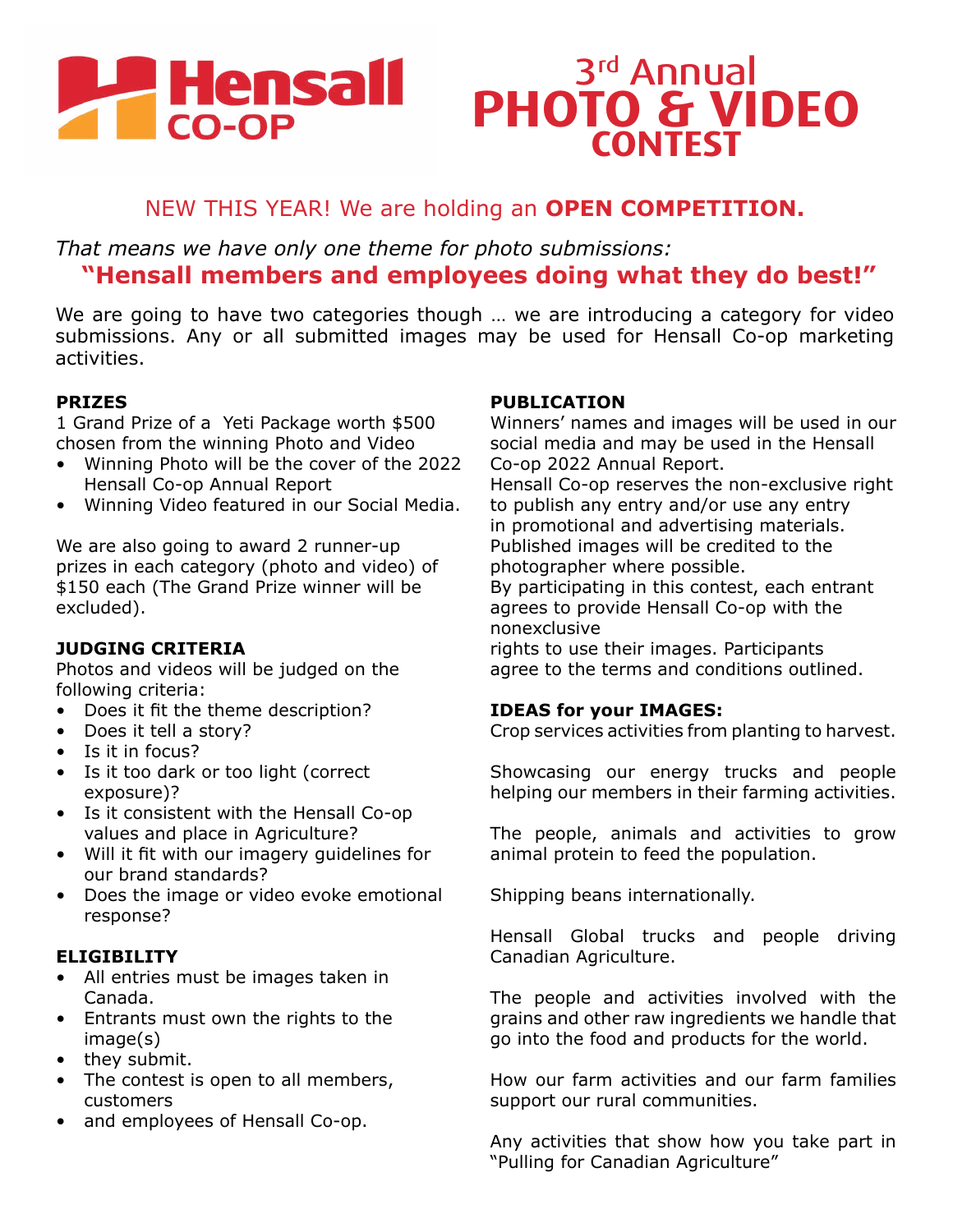# Hensall CO-OP

# 3rd Annual PHOTO & VIDEO CONTEST

NEW THIS YEAR! We are holding an **OPEN COMPETITION.**

*That means we have only one theme for photo submissions:*

**"Hensall members and employees doing what they do best!"**

We are going to have two categories though … we are introducing a category for video submissions. Any or all submitted images may be used for Hensall Co-op marketing activities.

**PRIZES**

1 Grand Prize of a Yeti Package worth $500 chosen from the winning Photo and Video

- Winning Photo will be the cover of the 2022 Hensall Co-op Annual Report
- Winning Video featured in our Social Media.

We are also going to award 2 runner-up prizes in each category (photo and video) of $150 each (The Grand Prize winner will be excluded).

**JUDGING CRITERIA**

Photos and videos will be judged on the following criteria:

- Does it fit the theme description?
- Does it tell a story?
- Is it in focus?
- Is it too dark or too light (correct exposure)?
- Is it consistent with the Hensall Co-op values and place in Agriculture?
- Will it fit with our imagery guidelines for our brand standards?
- Does the image or video evoke emotional response?

**ELIGIBILITY**

- All entries must be images taken in Canada.
- Entrants must own the rights to the image(s)
- they submit.
- The contest is open to all members, customers
- and employees of Hensall Co-op.

**PUBLICATION**

Winners' names and images will be used in our social media and may be used in the Hensall Co-op 2022 Annual Report.
Hensall Co-op reserves the non-exclusive right to publish any entry and/or use any entry in promotional and advertising materials.
Published images will be credited to the photographer where possible.
By participating in this contest, each entrant agrees to provide Hensall Co-op with the nonexclusive
rights to use their images. Participants agree to the terms and conditions outlined.

**IDEAS for your IMAGES:**

Crop services activities from planting to harvest.

Showcasing our energy trucks and people helping our members in their farming activities.

The people, animals and activities to grow animal protein to feed the population.

Shipping beans internationally.

Hensall Global trucks and people driving Canadian Agriculture.

The people and activities involved with the grains and other raw ingredients we handle that go into the food and products for the world.

How our farm activities and our farm families support our rural communities.

Any activities that show how you take part in "Pulling for Canadian Agriculture"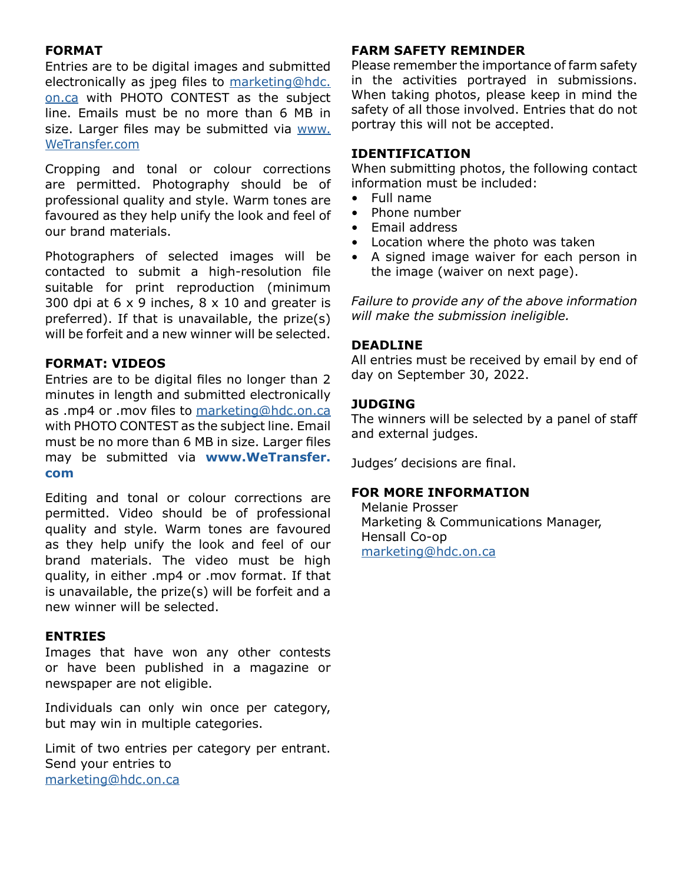## FORMAT

Entries are to be digital images and submitted electronically as jpeg files to marketing@hdc.on.ca with PHOTO CONTEST as the subject line. Emails must be no more than 6 MB in size. Larger files may be submitted via www.WeTransfer.com

Cropping and tonal or colour corrections are permitted. Photography should be of professional quality and style. Warm tones are favoured as they help unify the look and feel of our brand materials.

Photographers of selected images will be contacted to submit a high-resolution file suitable for print reproduction (minimum 300 dpi at 6 x 9 inches, 8 x 10 and greater is preferred). If that is unavailable, the prize(s) will be forfeit and a new winner will be selected.

## FORMAT: VIDEOS

Entries are to be digital files no longer than 2 minutes in length and submitted electronically as .mp4 or .mov files to marketing@hdc.on.ca with PHOTO CONTEST as the subject line. Email must be no more than 6 MB in size. Larger files may be submitted via **www.WeTransfer.com**

Editing and tonal or colour corrections are permitted. Video should be of professional quality and style. Warm tones are favoured as they help unify the look and feel of our brand materials. The video must be high quality, in either .mp4 or .mov format. If that is unavailable, the prize(s) will be forfeit and a new winner will be selected.

## ENTRIES

Images that have won any other contests or have been published in a magazine or newspaper are not eligible.

Individuals can only win once per category, but may win in multiple categories.

Limit of two entries per category per entrant. Send your entries to marketing@hdc.on.ca

## FARM SAFETY REMINDER

Please remember the importance of farm safety in the activities portrayed in submissions. When taking photos, please keep in mind the safety of all those involved. Entries that do not portray this will not be accepted.

## IDENTIFICATION

When submitting photos, the following contact information must be included:

- Full name
- Phone number
- Email address
- Location where the photo was taken
- A signed image waiver for each person in the image (waiver on next page).

*Failure to provide any of the above information will make the submission ineligible.*

## DEADLINE

All entries must be received by email by end of day on September 30, 2022.

## JUDGING

The winners will be selected by a panel of staff and external judges.

Judges' decisions are final.

## FOR MORE INFORMATION

Melanie Prosser
Marketing & Communications Manager,
Hensall Co-op
marketing@hdc.on.ca